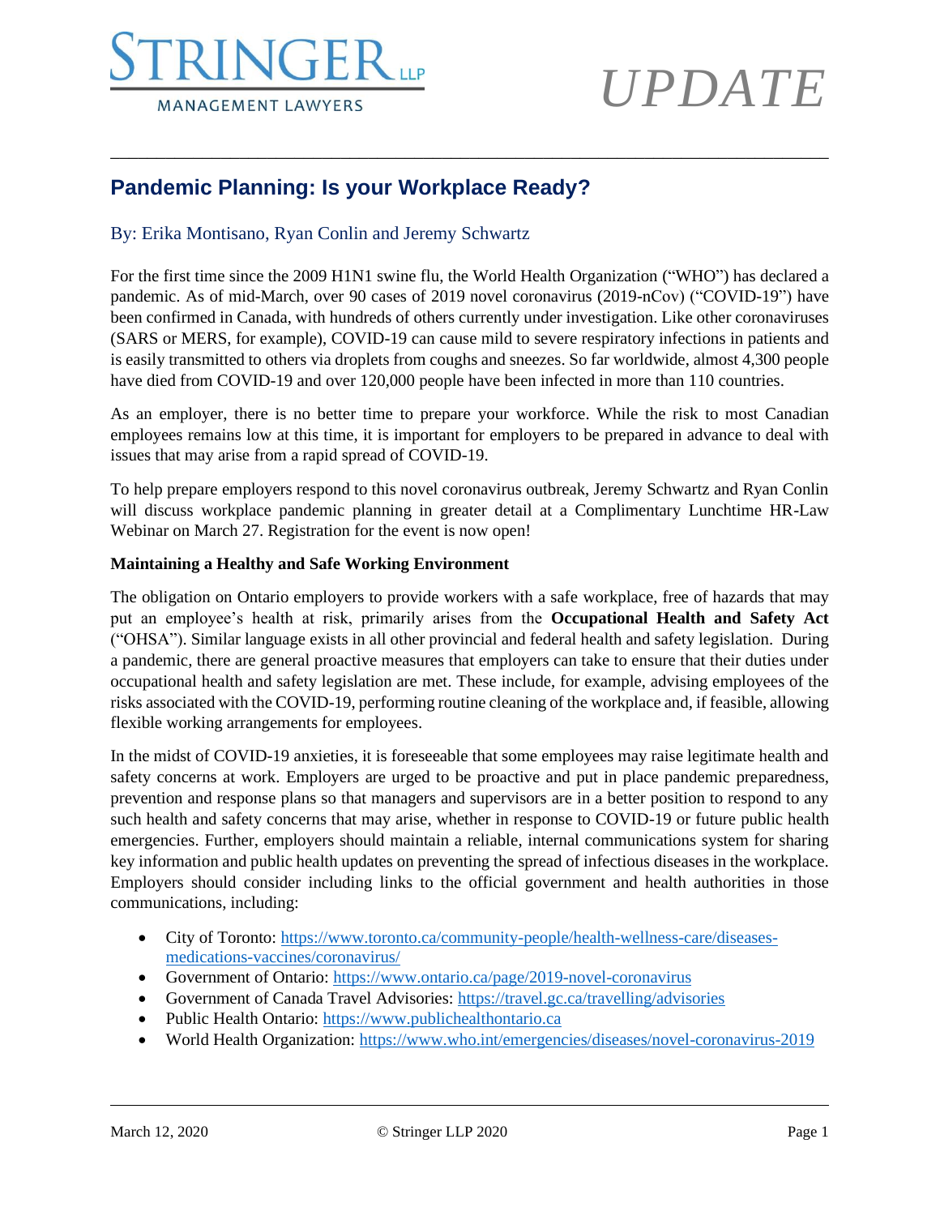STRINGER LLP
MANAGEMENT LAWYERS

*UPDATE*

## Pandemic Planning: Is your Workplace Ready?

By: Erika Montisano, Ryan Conlin and Jeremy Schwartz

For the first time since the 2009 H1N1 swine flu, the World Health Organization ("WHO") has declared a pandemic. As of mid-March, over 90 cases of 2019 novel coronavirus (2019-nCov) ("COVID-19") have been confirmed in Canada, with hundreds of others currently under investigation. Like other coronaviruses (SARS or MERS, for example), COVID-19 can cause mild to severe respiratory infections in patients and is easily transmitted to others via droplets from coughs and sneezes. So far worldwide, almost 4,300 people have died from COVID-19 and over 120,000 people have been infected in more than 110 countries.

As an employer, there is no better time to prepare your workforce. While the risk to most Canadian employees remains low at this time, it is important for employers to be prepared in advance to deal with issues that may arise from a rapid spread of COVID-19.

To help prepare employers respond to this novel coronavirus outbreak, Jeremy Schwartz and Ryan Conlin will discuss workplace pandemic planning in greater detail at a Complimentary Lunchtime HR-Law Webinar on March 27. Registration for the event is now open!

**Maintaining a Healthy and Safe Working Environment**

The obligation on Ontario employers to provide workers with a safe workplace, free of hazards that may put an employee's health at risk, primarily arises from the **Occupational Health and Safety Act** ("OHSA"). Similar language exists in all other provincial and federal health and safety legislation. During a pandemic, there are general proactive measures that employers can take to ensure that their duties under occupational health and safety legislation are met. These include, for example, advising employees of the risks associated with the COVID-19, performing routine cleaning of the workplace and, if feasible, allowing flexible working arrangements for employees.

In the midst of COVID-19 anxieties, it is foreseeable that some employees may raise legitimate health and safety concerns at work. Employers are urged to be proactive and put in place pandemic preparedness, prevention and response plans so that managers and supervisors are in a better position to respond to any such health and safety concerns that may arise, whether in response to COVID-19 or future public health emergencies. Further, employers should maintain a reliable, internal communications system for sharing key information and public health updates on preventing the spread of infectious diseases in the workplace. Employers should consider including links to the official government and health authorities in those communications, including:

- City of Toronto: https://www.toronto.ca/community-people/health-wellness-care/diseases-medications-vaccines/coronavirus/
- Government of Ontario: https://www.ontario.ca/page/2019-novel-coronavirus
- Government of Canada Travel Advisories: https://travel.gc.ca/travelling/advisories
- Public Health Ontario: https://www.publichealthontario.ca
- World Health Organization: https://www.who.int/emergencies/diseases/novel-coronavirus-2019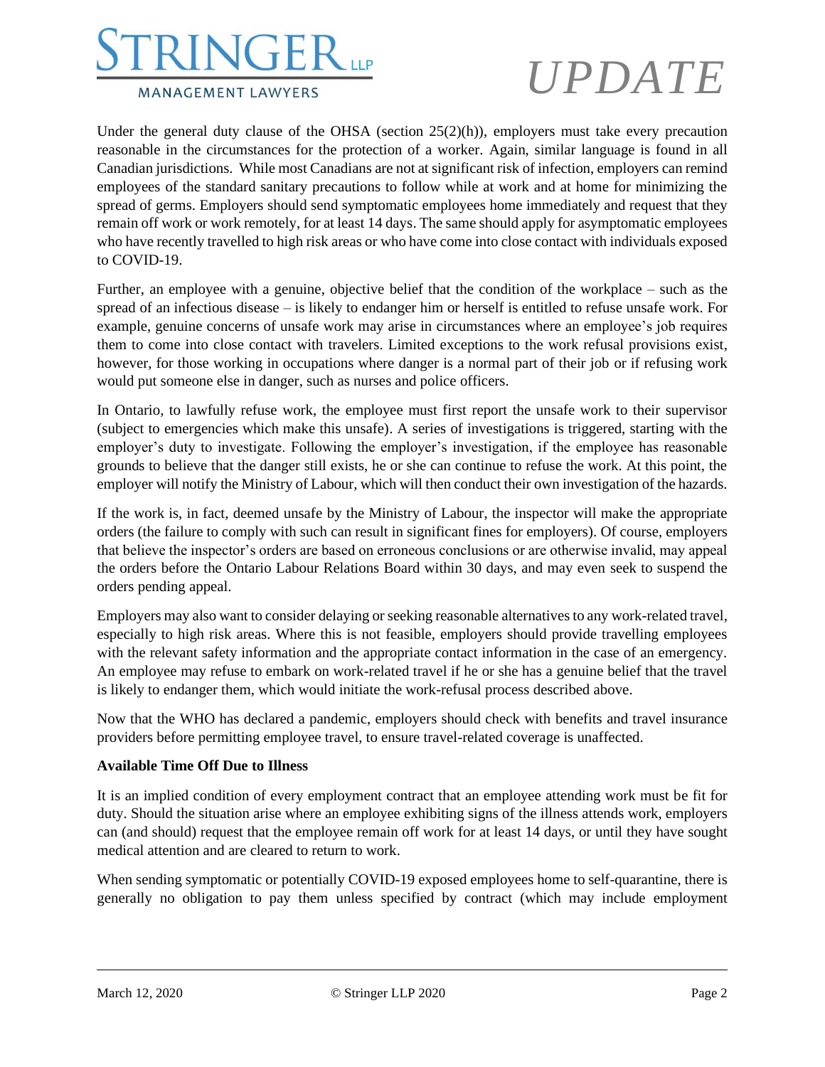Under the general duty clause of the OHSA (section 25(2)(h)), employers must take every precaution reasonable in the circumstances for the protection of a worker. Again, similar language is found in all Canadian jurisdictions. While most Canadians are not at significant risk of infection, employers can remind employees of the standard sanitary precautions to follow while at work and at home for minimizing the spread of germs. Employers should send symptomatic employees home immediately and request that they remain off work or work remotely, for at least 14 days. The same should apply for asymptomatic employees who have recently travelled to high risk areas or who have come into close contact with individuals exposed to COVID-19.

Further, an employee with a genuine, objective belief that the condition of the workplace – such as the spread of an infectious disease – is likely to endanger him or herself is entitled to refuse unsafe work. For example, genuine concerns of unsafe work may arise in circumstances where an employee's job requires them to come into close contact with travelers. Limited exceptions to the work refusal provisions exist, however, for those working in occupations where danger is a normal part of their job or if refusing work would put someone else in danger, such as nurses and police officers.

In Ontario, to lawfully refuse work, the employee must first report the unsafe work to their supervisor (subject to emergencies which make this unsafe). A series of investigations is triggered, starting with the employer's duty to investigate. Following the employer's investigation, if the employee has reasonable grounds to believe that the danger still exists, he or she can continue to refuse the work. At this point, the employer will notify the Ministry of Labour, which will then conduct their own investigation of the hazards.

If the work is, in fact, deemed unsafe by the Ministry of Labour, the inspector will make the appropriate orders (the failure to comply with such can result in significant fines for employers). Of course, employers that believe the inspector's orders are based on erroneous conclusions or are otherwise invalid, may appeal the orders before the Ontario Labour Relations Board within 30 days, and may even seek to suspend the orders pending appeal.

Employers may also want to consider delaying or seeking reasonable alternatives to any work-related travel, especially to high risk areas. Where this is not feasible, employers should provide travelling employees with the relevant safety information and the appropriate contact information in the case of an emergency. An employee may refuse to embark on work-related travel if he or she has a genuine belief that the travel is likely to endanger them, which would initiate the work-refusal process described above.

Now that the WHO has declared a pandemic, employers should check with benefits and travel insurance providers before permitting employee travel, to ensure travel-related coverage is unaffected.

**Available Time Off Due to Illness**

It is an implied condition of every employment contract that an employee attending work must be fit for duty. Should the situation arise where an employee exhibiting signs of the illness attends work, employers can (and should) request that the employee remain off work for at least 14 days, or until they have sought medical attention and are cleared to return to work.

When sending symptomatic or potentially COVID-19 exposed employees home to self-quarantine, there is generally no obligation to pay them unless specified by contract (which may include employment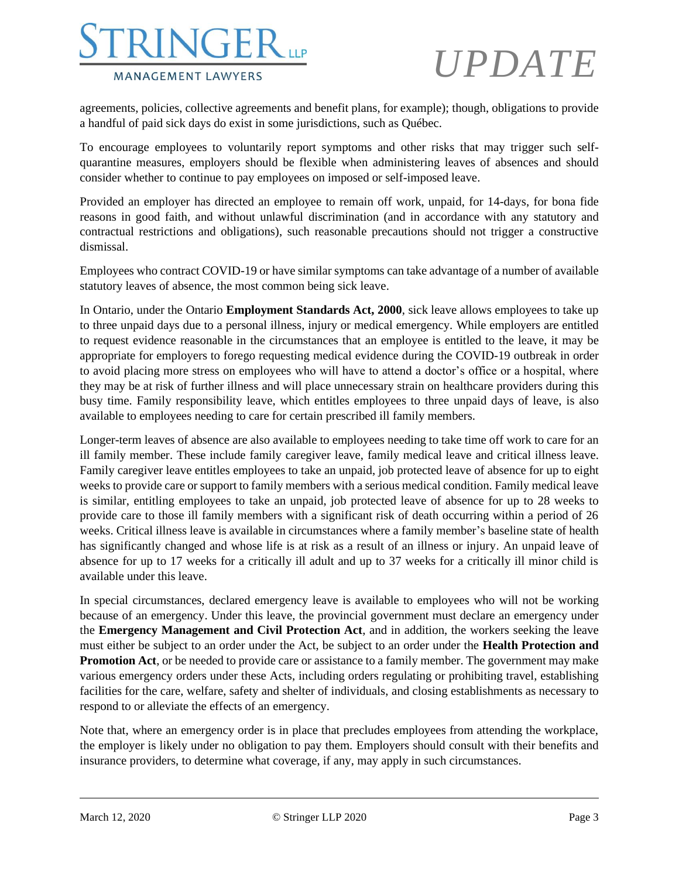agreements, policies, collective agreements and benefit plans, for example); though, obligations to provide a handful of paid sick days do exist in some jurisdictions, such as Québec.

To encourage employees to voluntarily report symptoms and other risks that may trigger such self-quarantine measures, employers should be flexible when administering leaves of absences and should consider whether to continue to pay employees on imposed or self-imposed leave.

Provided an employer has directed an employee to remain off work, unpaid, for 14-days, for bona fide reasons in good faith, and without unlawful discrimination (and in accordance with any statutory and contractual restrictions and obligations), such reasonable precautions should not trigger a constructive dismissal.

Employees who contract COVID-19 or have similar symptoms can take advantage of a number of available statutory leaves of absence, the most common being sick leave.

In Ontario, under the Ontario **Employment Standards Act, 2000**, sick leave allows employees to take up to three unpaid days due to a personal illness, injury or medical emergency. While employers are entitled to request evidence reasonable in the circumstances that an employee is entitled to the leave, it may be appropriate for employers to forego requesting medical evidence during the COVID-19 outbreak in order to avoid placing more stress on employees who will have to attend a doctor's office or a hospital, where they may be at risk of further illness and will place unnecessary strain on healthcare providers during this busy time. Family responsibility leave, which entitles employees to three unpaid days of leave, is also available to employees needing to care for certain prescribed ill family members.

Longer-term leaves of absence are also available to employees needing to take time off work to care for an ill family member. These include family caregiver leave, family medical leave and critical illness leave. Family caregiver leave entitles employees to take an unpaid, job protected leave of absence for up to eight weeks to provide care or support to family members with a serious medical condition. Family medical leave is similar, entitling employees to take an unpaid, job protected leave of absence for up to 28 weeks to provide care to those ill family members with a significant risk of death occurring within a period of 26 weeks. Critical illness leave is available in circumstances where a family member's baseline state of health has significantly changed and whose life is at risk as a result of an illness or injury. An unpaid leave of absence for up to 17 weeks for a critically ill adult and up to 37 weeks for a critically ill minor child is available under this leave.

In special circumstances, declared emergency leave is available to employees who will not be working because of an emergency. Under this leave, the provincial government must declare an emergency under the **Emergency Management and Civil Protection Act**, and in addition, the workers seeking the leave must either be subject to an order under the Act, be subject to an order under the **Health Protection and Promotion Act**, or be needed to provide care or assistance to a family member. The government may make various emergency orders under these Acts, including orders regulating or prohibiting travel, establishing facilities for the care, welfare, safety and shelter of individuals, and closing establishments as necessary to respond to or alleviate the effects of an emergency.

Note that, where an emergency order is in place that precludes employees from attending the workplace, the employer is likely under no obligation to pay them. Employers should consult with their benefits and insurance providers, to determine what coverage, if any, may apply in such circumstances.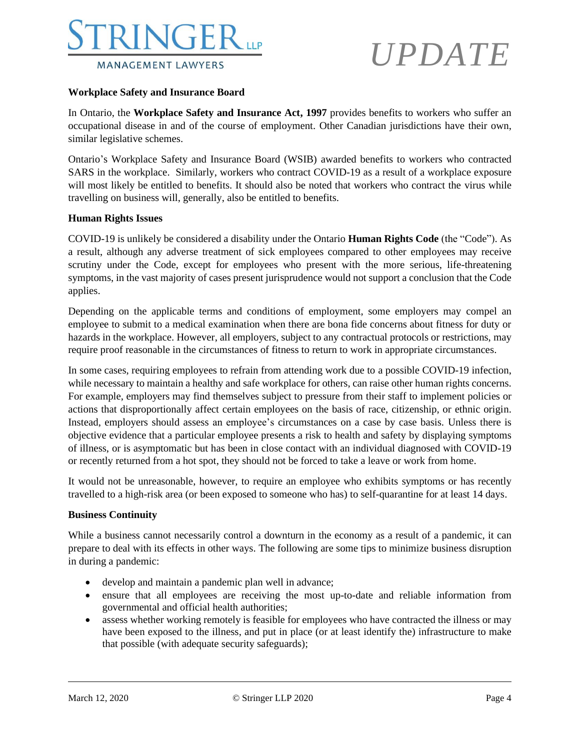**Workplace Safety and Insurance Board**

In Ontario, the **Workplace Safety and Insurance Act, 1997** provides benefits to workers who suffer an occupational disease in and of the course of employment. Other Canadian jurisdictions have their own, similar legislative schemes.

Ontario's Workplace Safety and Insurance Board (WSIB) awarded benefits to workers who contracted SARS in the workplace. Similarly, workers who contract COVID-19 as a result of a workplace exposure will most likely be entitled to benefits. It should also be noted that workers who contract the virus while travelling on business will, generally, also be entitled to benefits.

**Human Rights Issues**

COVID-19 is unlikely be considered a disability under the Ontario **Human Rights Code** (the "Code"). As a result, although any adverse treatment of sick employees compared to other employees may receive scrutiny under the Code, except for employees who present with the more serious, life-threatening symptoms, in the vast majority of cases present jurisprudence would not support a conclusion that the Code applies.

Depending on the applicable terms and conditions of employment, some employers may compel an employee to submit to a medical examination when there are bona fide concerns about fitness for duty or hazards in the workplace. However, all employers, subject to any contractual protocols or restrictions, may require proof reasonable in the circumstances of fitness to return to work in appropriate circumstances.

In some cases, requiring employees to refrain from attending work due to a possible COVID-19 infection, while necessary to maintain a healthy and safe workplace for others, can raise other human rights concerns. For example, employers may find themselves subject to pressure from their staff to implement policies or actions that disproportionally affect certain employees on the basis of race, citizenship, or ethnic origin. Instead, employers should assess an employee's circumstances on a case by case basis. Unless there is objective evidence that a particular employee presents a risk to health and safety by displaying symptoms of illness, or is asymptomatic but has been in close contact with an individual diagnosed with COVID-19 or recently returned from a hot spot, they should not be forced to take a leave or work from home.

It would not be unreasonable, however, to require an employee who exhibits symptoms or has recently travelled to a high-risk area (or been exposed to someone who has) to self-quarantine for at least 14 days.

**Business Continuity**

While a business cannot necessarily control a downturn in the economy as a result of a pandemic, it can prepare to deal with its effects in other ways. The following are some tips to minimize business disruption in during a pandemic:

- develop and maintain a pandemic plan well in advance;
- ensure that all employees are receiving the most up-to-date and reliable information from governmental and official health authorities;
- assess whether working remotely is feasible for employees who have contracted the illness or may have been exposed to the illness, and put in place (or at least identify the) infrastructure to make that possible (with adequate security safeguards);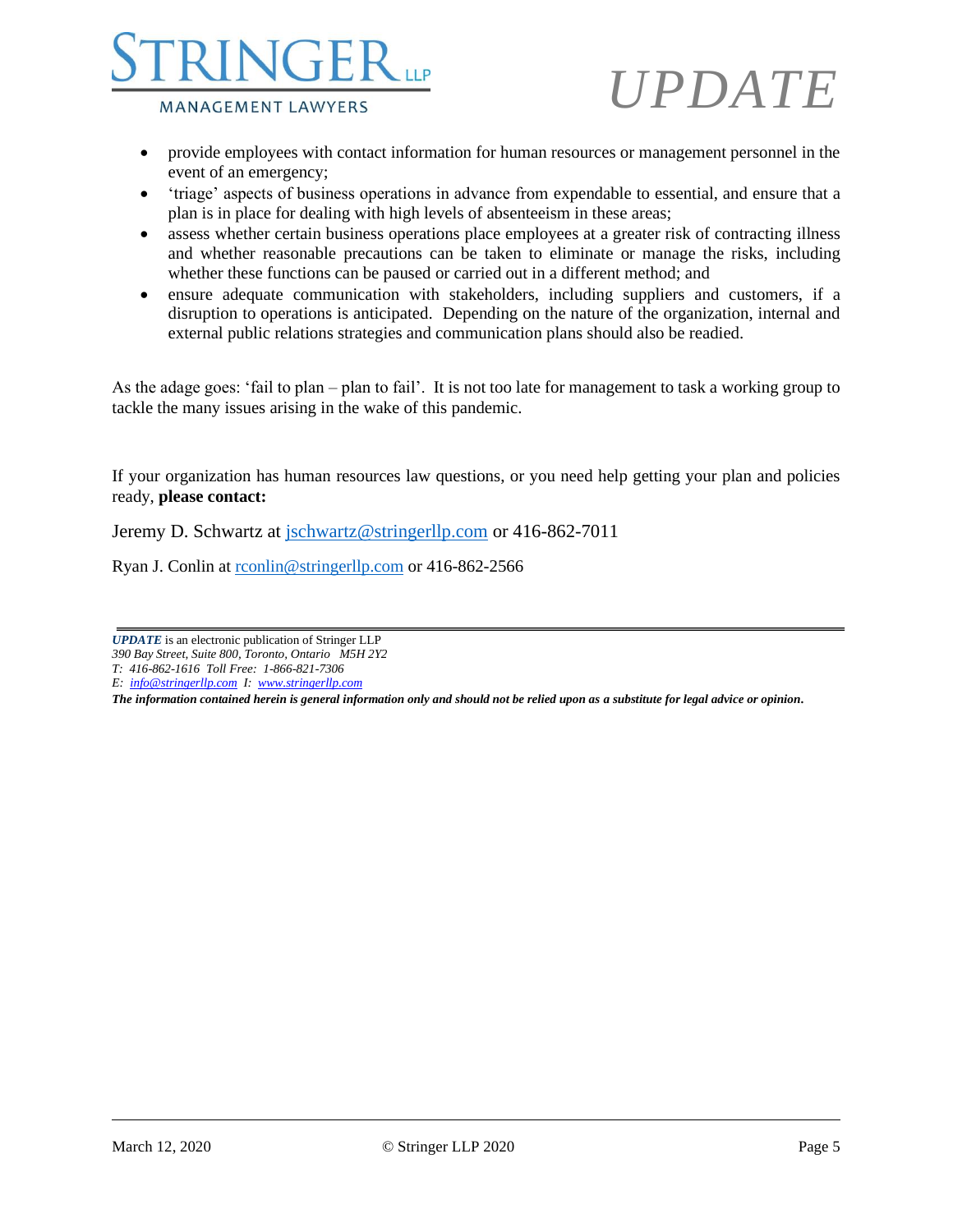- provide employees with contact information for human resources or management personnel in the event of an emergency;
- 'triage' aspects of business operations in advance from expendable to essential, and ensure that a plan is in place for dealing with high levels of absenteeism in these areas;
- assess whether certain business operations place employees at a greater risk of contracting illness and whether reasonable precautions can be taken to eliminate or manage the risks, including whether these functions can be paused or carried out in a different method; and
- ensure adequate communication with stakeholders, including suppliers and customers, if a disruption to operations is anticipated. Depending on the nature of the organization, internal and external public relations strategies and communication plans should also be readied.

As the adage goes: 'fail to plan – plan to fail'. It is not too late for management to task a working group to tackle the many issues arising in the wake of this pandemic.

If your organization has human resources law questions, or you need help getting your plan and policies ready, **please contact:**

Jeremy D. Schwartz at jschwartz@stringerllp.com or 416-862-7011

Ryan J. Conlin at rconlin@stringerllp.com or 416-862-2566

---

***UPDATE*** is an electronic publication of Stringer LLP
*390 Bay Street, Suite 800, Toronto, Ontario M5H 2Y2*
*T: 416-862-1616 Toll Free: 1-866-821-7306*
*E: info@stringerllp.com I: www.stringerllp.com*
***The information contained herein is general information only and should not be relied upon as a substitute for legal advice or opinion.***